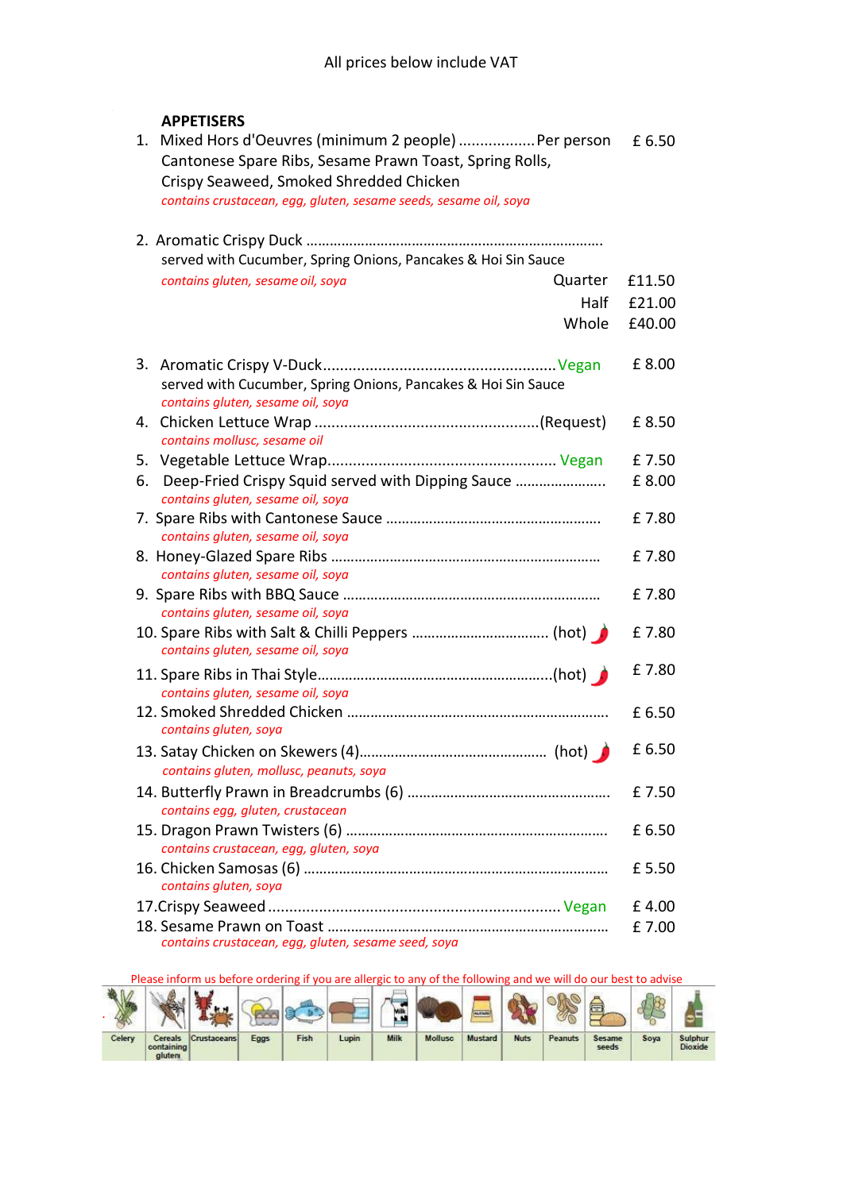All prices below include VAT

## APPETISERS

1. Mixed Hors d'Oeuvres (minimum 2 people) .................. Per person £ 6.50
   Cantonese Spare Ribs, Sesame Prawn Toast, Spring Rolls, Crispy Seaweed, Smoked Shredded Chicken
   *contains crustacean, egg, gluten, sesame seeds, sesame oil, soya*

2. Aromatic Crispy Duck ..........................................................................
   served with Cucumber, Spring Onions, Pancakes & Hoi Sin Sauce
   *contains gluten, sesame oil, soya*
   Quarter £11.50
   Half £21.00
   Whole £40.00

3. Aromatic Crispy V-Duck...................................................... Vegan £ 8.00
   served with Cucumber, Spring Onions, Pancakes & Hoi Sin Sauce
   *contains gluten, sesame oil, soya*

4. Chicken Lettuce Wrap .................................................... (Request) £ 8.50
   *contains mollusc, sesame oil*

5. Vegetable Lettuce Wrap.................................................... Vegan £ 7.50

6. Deep-Fried Crispy Squid served with Dipping Sauce ...................... £ 8.00
   *contains gluten, sesame oil, soya*

7. Spare Ribs with Cantonese Sauce ...................................................... £ 7.80
   *contains gluten, sesame oil, soya*

8. Honey-Glazed Spare Ribs .................................................................. £ 7.80
   *contains gluten, sesame oil, soya*

9. Spare Ribs with BBQ Sauce ................................................................ £ 7.80
   *contains gluten, sesame oil, soya*

10. Spare Ribs with Salt & Chilli Peppers .................................. (hot) £ 7.80
    *contains gluten, sesame oil, soya*

11. Spare Ribs in Thai Style.......................................................... (hot) £ 7.80
    *contains gluten, sesame oil, soya*

12. Smoked Shredded Chicken ................................................................ £ 6.50
    *contains gluten, soya*

13. Satay Chicken on Skewers (4)............................................... (hot) £ 6.50
    *contains gluten, mollusc, peanuts, soya*

14. Butterfly Prawn in Breadcrumbs (6) .................................................. £ 7.50
    *contains egg, gluten, crustacean*

15. Dragon Prawn Twisters (6) .................................................................. £ 6.50
    *contains crustacean, egg, gluten, soya*

16. Chicken Samosas (6) .......................................................................... £ 5.50
    *contains gluten, soya*

17. Crispy Seaweed ................................................................... Vegan £ 4.00

18. Sesame Prawn on Toast ...................................................................... £ 7.00
    *contains crustacean, egg, gluten, sesame seed, soya*

Please inform us before ordering if you are allergic to any of the following and we will do our best to advise

| Celery | Cereals containing gluten | Crustaceans | Eggs | Fish | Lupin | Milk | Mollusc | Mustard | Nuts | Peanuts | Sesame seeds | Soya | Sulphur Dioxide |
|---|---|---|---|---|---|---|---|---|---|---|---|---|---|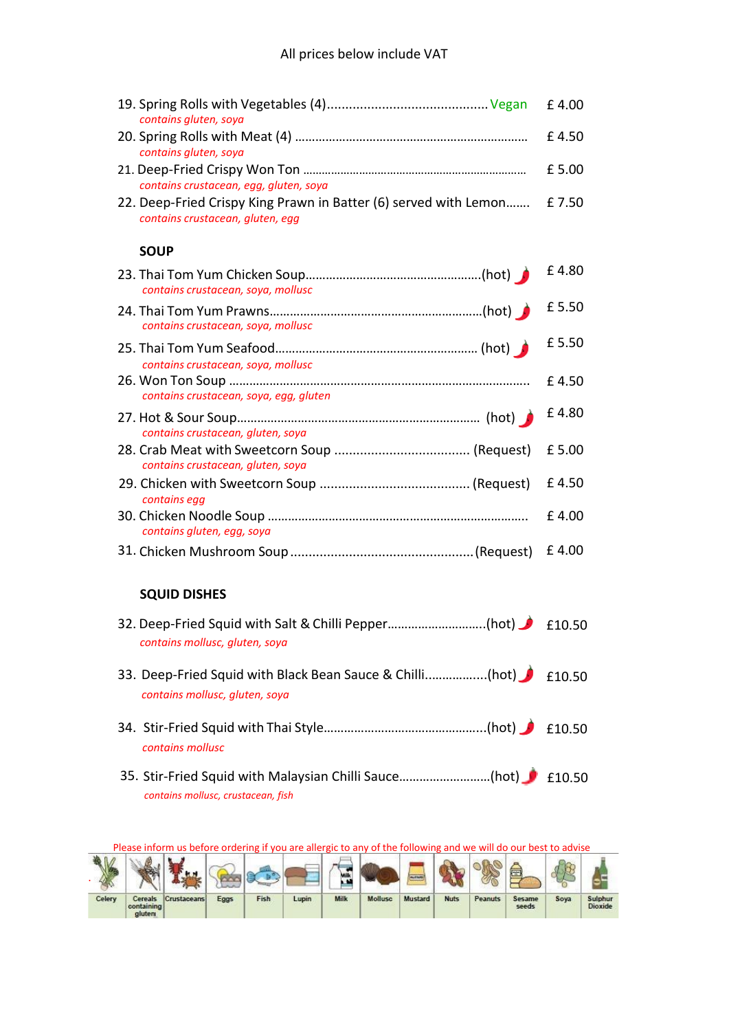All prices below include VAT

19. Spring Rolls with Vegetables (4)............................................ Vegan £ 4.00
*contains gluten, soya*

20. Spring Rolls with Meat (4) .................................................................... £ 4.50
*contains gluten, soya*

21. Deep-Fried Crispy Won Ton ...................................................................... £ 5.00
*contains crustacean, egg, gluten, soya*

22. Deep-Fried Crispy King Prawn in Batter (6) served with Lemon....... £ 7.50
*contains crustacean, gluten, egg*

## SOUP

23. Thai Tom Yum Chicken Soup..................................................(hot) £ 4.80
*contains crustacean, soya, mollusc*

24. Thai Tom Yum Prawns...............................................................(hot) £ 5.50
*contains crustacean, soya, mollusc*

25. Thai Tom Yum Seafood.......................................................... (hot) £ 5.50
*contains crustacean, soya, mollusc*

26. Won Ton Soup ............................................................................................ £ 4.50
*contains crustacean, soya, egg, gluten*

27. Hot & Sour Soup...................................................................... (hot) £ 4.80
*contains crustacean, gluten, soya*

28. Crab Meat with Sweetcorn Soup .................................... (Request) £ 5.00
*contains crustacean, gluten, soya*

29. Chicken with Sweetcorn Soup ........................................ (Request) £ 4.50
*contains egg*

30. Chicken Noodle Soup ........................................................................... £ 4.00
*contains gluten, egg, soya*

31. Chicken Mushroom Soup .................................................(Request) £ 4.00

## SQUID DISHES

32. Deep-Fried Squid with Salt & Chilli Pepper............................(hot) £10.50
*contains mollusc, gluten, soya*

33. Deep-Fried Squid with Black Bean Sauce & Chilli.................(hot) £10.50
*contains mollusc, gluten, soya*

34. Stir-Fried Squid with Thai Style...............................................(hot) £10.50
*contains mollusc*

35. Stir-Fried Squid with Malaysian Chilli Sauce..........................(hot) £10.50
*contains mollusc, crustacean, fish*

Please inform us before ordering if you are allergic to any of the following and we will do our best to advise

| Celery | Cereals containing gluten | Crustaceans | Eggs | Fish | Lupin | Milk | Mollusc | Mustard | Nuts | Peanuts | Sesame seeds | Soya | Sulphur Dioxide |
|---|---|---|---|---|---|---|---|---|---|---|---|---|---|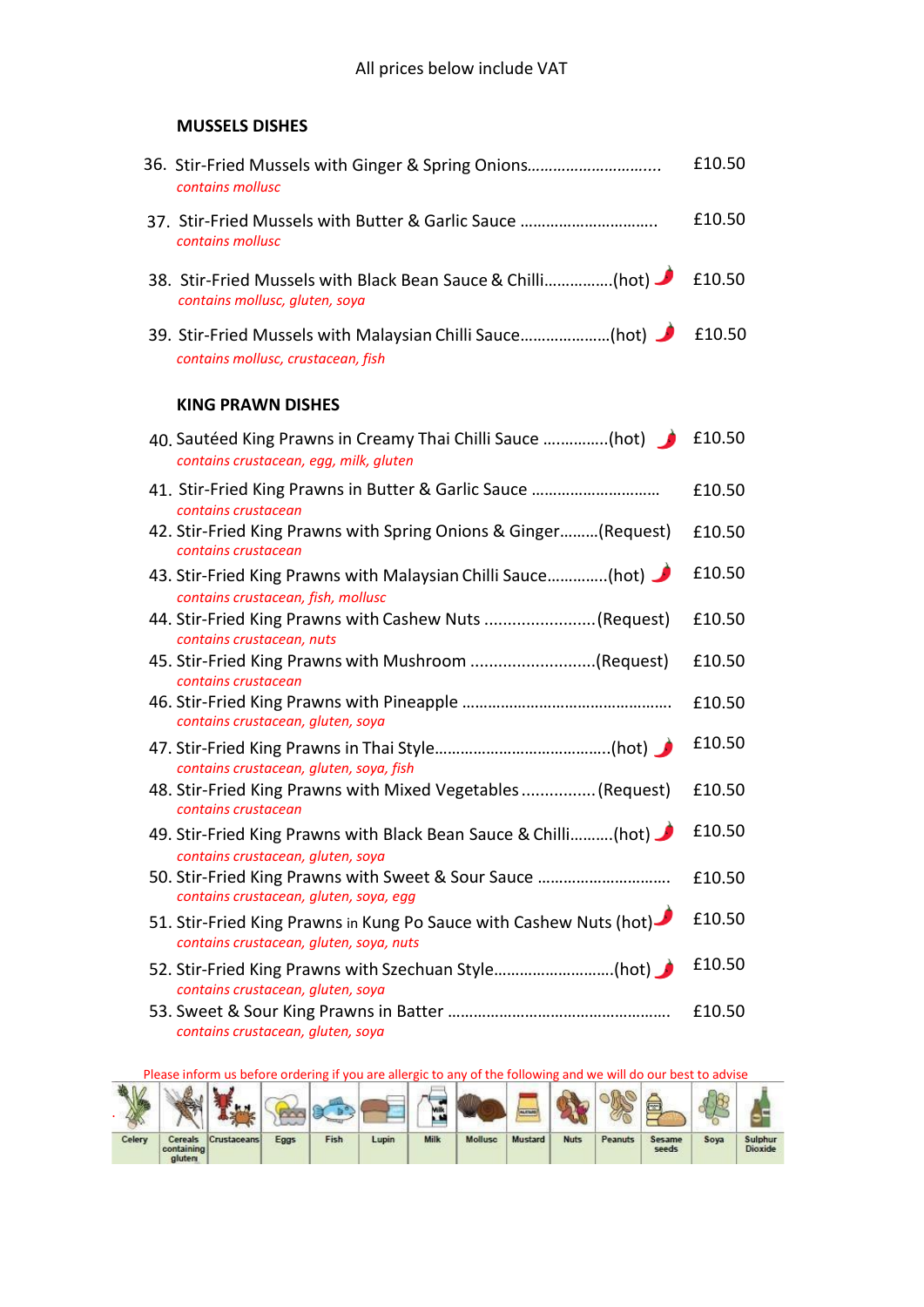All prices below include VAT

## MUSSELS DISHES

36. Stir-Fried Mussels with Ginger & Spring Onions.............................. £10.50
*contains mollusc*

37. Stir-Fried Mussels with Butter & Garlic Sauce ............................... £10.50
*contains mollusc*

38. Stir-Fried Mussels with Black Bean Sauce & Chilli................(hot) £10.50
*contains mollusc, gluten, soya*

39. Stir-Fried Mussels with Malaysian Chilli Sauce.....................(hot) £10.50
*contains mollusc, crustacean, fish*

## KING PRAWN DISHES

40. Sautéed King Prawns in Creamy Thai Chilli Sauce ..............(hot) £10.50
*contains crustacean, egg, milk, gluten*

41. Stir-Fried King Prawns in Butter & Garlic Sauce ............................ £10.50
*contains crustacean*

42. Stir-Fried King Prawns with Spring Onions & Ginger.........(Request) £10.50
*contains crustacean*

43. Stir-Fried King Prawns with Malaysian Chilli Sauce..............(hot) £10.50
*contains crustacean, fish, mollusc*

44. Stir-Fried King Prawns with Cashew Nuts ........................(Request) £10.50
*contains crustacean, nuts*

45. Stir-Fried King Prawns with Mushroom ...........................(Request) £10.50
*contains crustacean*

46. Stir-Fried King Prawns with Pineapple ............................................... £10.50
*contains crustacean, gluten, soya*

47. Stir-Fried King Prawns in Thai Style........................................(hot) £10.50
*contains crustacean, gluten, soya, fish*

48. Stir-Fried King Prawns with Mixed Vegetables ................(Request) £10.50
*contains crustacean*

49. Stir-Fried King Prawns with Black Bean Sauce & Chilli..........(hot) £10.50
*contains crustacean, gluten, soya*

50. Stir-Fried King Prawns with Sweet & Sour Sauce .............................. £10.50
*contains crustacean, gluten, soya, egg*

51. Stir-Fried King Prawns in Kung Po Sauce with Cashew Nuts (hot) £10.50
*contains crustacean, gluten, soya, nuts*

52. Stir-Fried King Prawns with Szechuan Style...........................(hot) £10.50
*contains crustacean, gluten, soya*

53. Sweet & Sour King Prawns in Batter .................................................. £10.50
*contains crustacean, gluten, soya*

Please inform us before ordering if you are allergic to any of the following and we will do our best to advise

| Celery | Cereals containing gluten | Crustaceans | Eggs | Fish | Lupin | Milk | Mollusc | Mustard | Nuts | Peanuts | Sesame seeds | Soya | Sulphur Dioxide |
|---|---|---|---|---|---|---|---|---|---|---|---|---|---|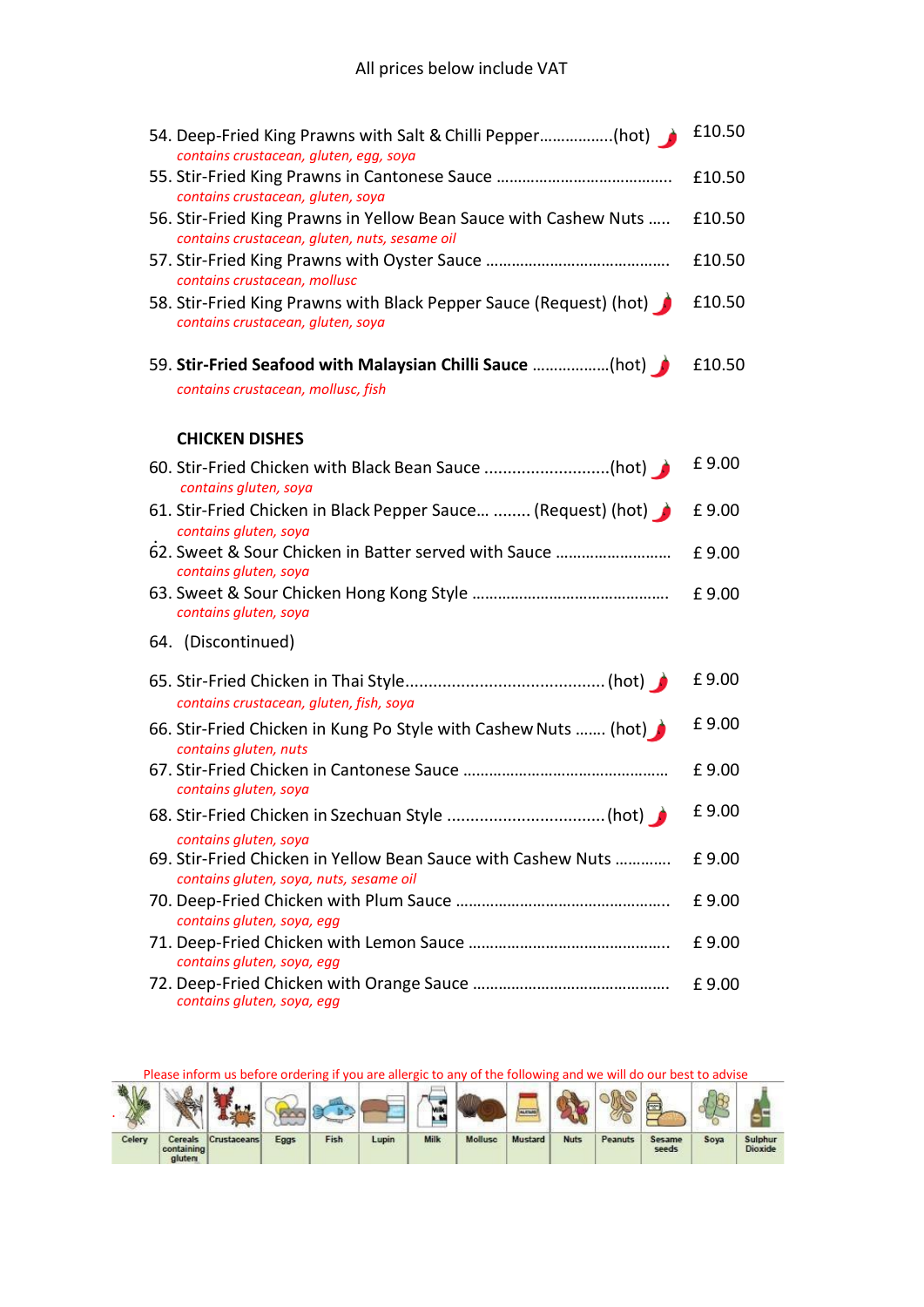All prices below include VAT

54. Deep-Fried King Prawns with Salt & Chilli Pepper................(hot) £10.50
*contains crustacean, gluten, egg, soya*

55. Stir-Fried King Prawns in Cantonese Sauce ........................................ £10.50
*contains crustacean, gluten, soya*

56. Stir-Fried King Prawns in Yellow Bean Sauce with Cashew Nuts ..... £10.50
*contains crustacean, gluten, nuts, sesame oil*

57. Stir-Fried King Prawns with Oyster Sauce ......................................... £10.50
*contains crustacean, mollusc*

58. Stir-Fried King Prawns with Black Pepper Sauce (Request) (hot) £10.50
*contains crustacean, gluten, soya*

59. **Stir-Fried Seafood with Malaysian Chilli Sauce** .................(hot) £10.50
*contains crustacean, mollusc, fish*

## CHICKEN DISHES

60. Stir-Fried Chicken with Black Bean Sauce ...........................(hot) £ 9.00
*contains gluten, soya*

61. Stir-Fried Chicken in Black Pepper Sauce... ........ (Request) (hot) £ 9.00
*contains gluten, soya*

62. Sweet & Sour Chicken in Batter served with Sauce .......................... £ 9.00
*contains gluten, soya*

63. Sweet & Sour Chicken Hong Kong Style ............................................. £ 9.00
*contains gluten, soya*

64. (Discontinued)

65. Stir-Fried Chicken in Thai Style.......................................... (hot) £ 9.00
*contains crustacean, gluten, fish, soya*

66. Stir-Fried Chicken in Kung Po Style with Cashew Nuts ....... (hot) £ 9.00
*contains gluten, nuts*

67. Stir-Fried Chicken in Cantonese Sauce .............................................. £ 9.00
*contains gluten, soya*

68. Stir-Fried Chicken in Szechuan Style .................................(hot) £ 9.00
*contains gluten, soya*

69. Stir-Fried Chicken in Yellow Bean Sauce with Cashew Nuts ............ £ 9.00
*contains gluten, soya, nuts, sesame oil*

70. Deep-Fried Chicken with Plum Sauce ................................................ £ 9.00
*contains gluten, soya, egg*

71. Deep-Fried Chicken with Lemon Sauce ............................................. £ 9.00
*contains gluten, soya, egg*

72. Deep-Fried Chicken with Orange Sauce ............................................ £ 9.00
*contains gluten, soya, egg*

Please inform us before ordering if you are allergic to any of the following and we will do our best to advise

| Celery | Cereals containing gluten | Crustaceans | Eggs | Fish | Lupin | Milk | Mollusc | Mustard | Nuts | Peanuts | Sesame seeds | Soya | Sulphur Dioxide |
|---|---|---|---|---|---|---|---|---|---|---|---|---|---|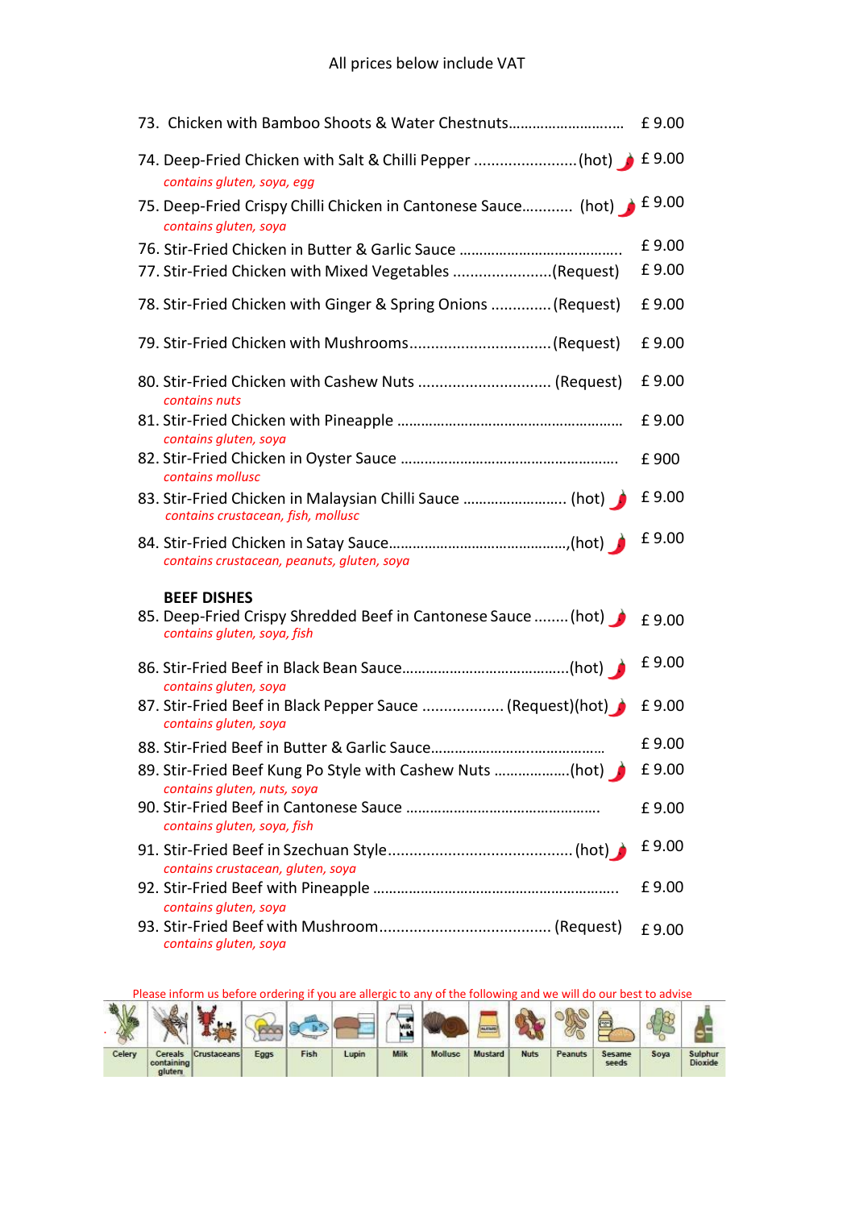All prices below include VAT

73. Chicken with Bamboo Shoots & Water Chestnuts.............................. £ 9.00

74. Deep-Fried Chicken with Salt & Chilli Pepper ........................(hot) £ 9.00
*contains gluten, soya, egg*

75. Deep-Fried Crispy Chilli Chicken in Cantonese Sauce............ (hot) £ 9.00
*contains gluten, soya*

76. Stir-Fried Chicken in Butter & Garlic Sauce ........................................ £ 9.00

77. Stir-Fried Chicken with Mixed Vegetables .......................(Request) £ 9.00

78. Stir-Fried Chicken with Ginger & Spring Onions .............(Request) £ 9.00

79. Stir-Fried Chicken with Mushrooms.................................(Request) £ 9.00

80. Stir-Fried Chicken with Cashew Nuts .............................. (Request) £ 9.00
*contains nuts*

81. Stir-Fried Chicken with Pineapple ........................................................ £ 9.00
*contains gluten, soya*

82. Stir-Fried Chicken in Oyster Sauce ...................................................... £ 900
*contains mollusc*

83. Stir-Fried Chicken in Malaysian Chilli Sauce ......................... (hot) £ 9.00
*contains crustacean, fish, mollusc*

84. Stir-Fried Chicken in Satay Sauce...........................................,(hot) £ 9.00
*contains crustacean, peanuts, gluten, soya*

**BEEF DISHES**

85. Deep-Fried Crispy Shredded Beef in Cantonese Sauce ........(hot) £ 9.00
*contains gluten, soya, fish*

86. Stir-Fried Beef in Black Bean Sauce.........................................(hot) £ 9.00
*contains gluten, soya*

87. Stir-Fried Beef in Black Pepper Sauce .................. (Request)(hot) £ 9.00
*contains gluten, soya*

88. Stir-Fried Beef in Butter & Garlic Sauce.......................................... £ 9.00

89. Stir-Fried Beef Kung Po Style with Cashew Nuts ..................(hot) £ 9.00
*contains gluten, nuts, soya*

90. Stir-Fried Beef in Cantonese Sauce ............................................... £ 9.00
*contains gluten, soya, fish*

91. Stir-Fried Beef in Szechuan Style.......................................... (hot) £ 9.00
*contains crustacean, gluten, soya*

92. Stir-Fried Beef with Pineapple ............................................................ £ 9.00
*contains gluten, soya*

93. Stir-Fried Beef with Mushroom....................................... (Request) £ 9.00
*contains gluten, soya*

Please inform us before ordering if you are allergic to any of the following and we will do our best to advise

| Celery | Cereals containing gluten | Crustaceans | Eggs | Fish | Lupin | Milk | Mollusc | Mustard | Nuts | Peanuts | Sesame seeds | Soya | Sulphur Dioxide |
|---|---|---|---|---|---|---|---|---|---|---|---|---|---|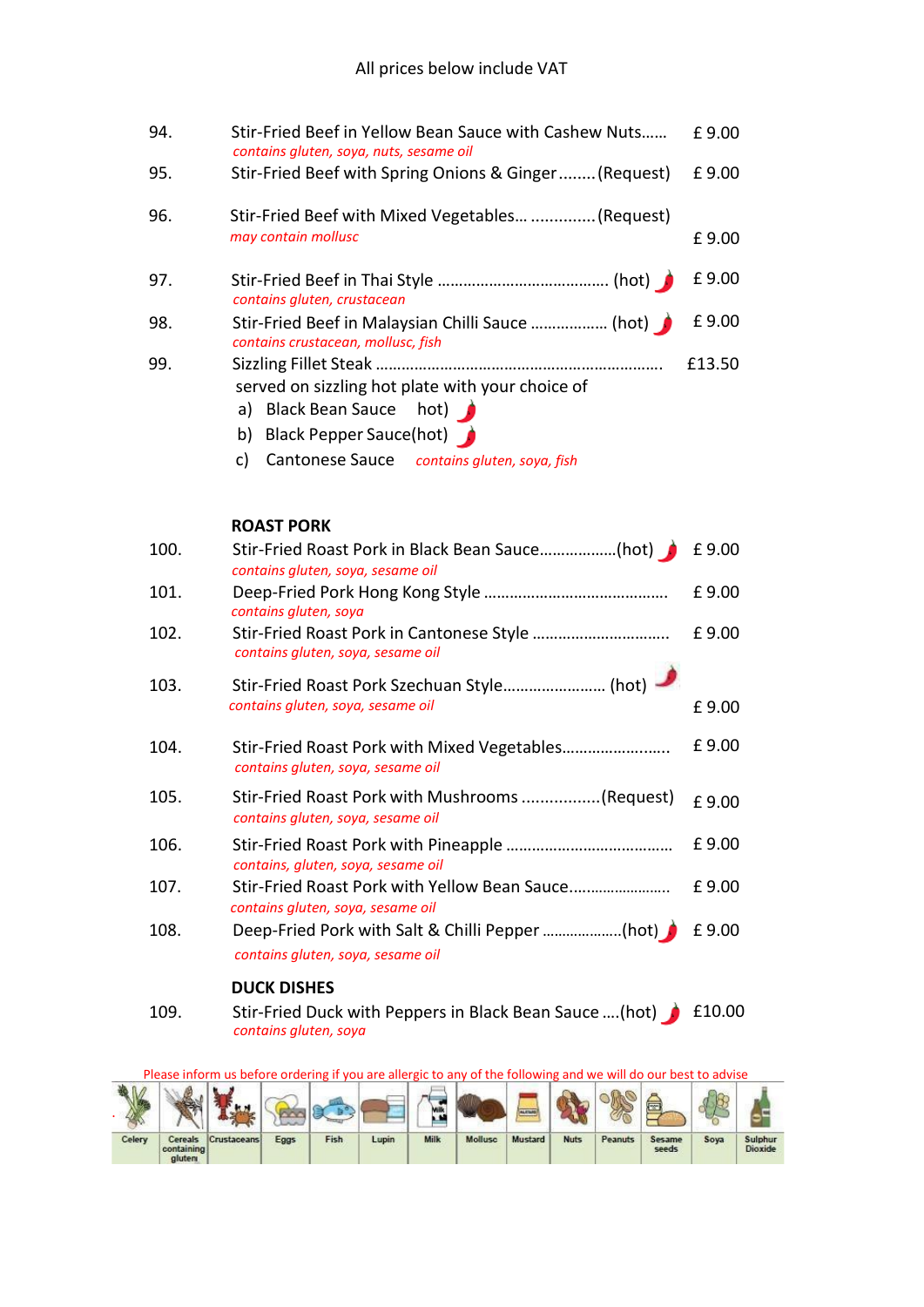All prices below include VAT

94. Stir-Fried Beef in Yellow Bean Sauce with Cashew Nuts...... £ 9.00
*contains gluten, soya, nuts, sesame oil*

95. Stir-Fried Beef with Spring Onions & Ginger........(Request) £ 9.00

96. Stir-Fried Beef with Mixed Vegetables... .............(Request) £ 9.00
*may contain mollusc*

97. Stir-Fried Beef in Thai Style ....................................... (hot) £ 9.00
*contains gluten, crustacean*

98. Stir-Fried Beef in Malaysian Chilli Sauce ................. (hot) £ 9.00
*contains crustacean, mollusc, fish*

99. Sizzling Fillet Steak ................................................................ £13.50
served on sizzling hot plate with your choice of
a) Black Bean Sauce hot)
b) Black Pepper Sauce(hot)
c) Cantonese Sauce *contains gluten, soya, fish*

## ROAST PORK

100. Stir-Fried Roast Pork in Black Bean Sauce.................(hot) £ 9.00
*contains gluten, soya, sesame oil*

101. Deep-Fried Pork Hong Kong Style .......................................... £ 9.00
*contains gluten, soya*

102. Stir-Fried Roast Pork in Cantonese Style ............................... £ 9.00
*contains gluten, soya, sesame oil*

103. Stir-Fried Roast Pork Szechuan Style....................... (hot) £ 9.00
*contains gluten, soya, sesame oil*

104. Stir-Fried Roast Pork with Mixed Vegetables........................ £ 9.00
*contains gluten, soya, sesame oil*

105. Stir-Fried Roast Pork with Mushrooms ................(Request) £ 9.00
*contains gluten, soya, sesame oil*

106. Stir-Fried Roast Pork with Pineapple ...................................... £ 9.00
*contains, gluten, soya, sesame oil*

107. Stir-Fried Roast Pork with Yellow Bean Sauce........................ £ 9.00
*contains gluten, soya, sesame oil*

108. Deep-Fried Pork with Salt & Chilli Pepper ....................(hot) £ 9.00
*contains gluten, soya, sesame oil*

## DUCK DISHES

109. Stir-Fried Duck with Peppers in Black Bean Sauce ....(hot) £10.00
*contains gluten, soya*

Please inform us before ordering if you are allergic to any of the following and we will do our best to advise

| Celery | Cereals containing gluten | Crustaceans | Eggs | Fish | Lupin | Milk | Mollusc | Mustard | Nuts | Peanuts | Sesame seeds | Soya | Sulphur Dioxide |
|---|---|---|---|---|---|---|---|---|---|---|---|---|---|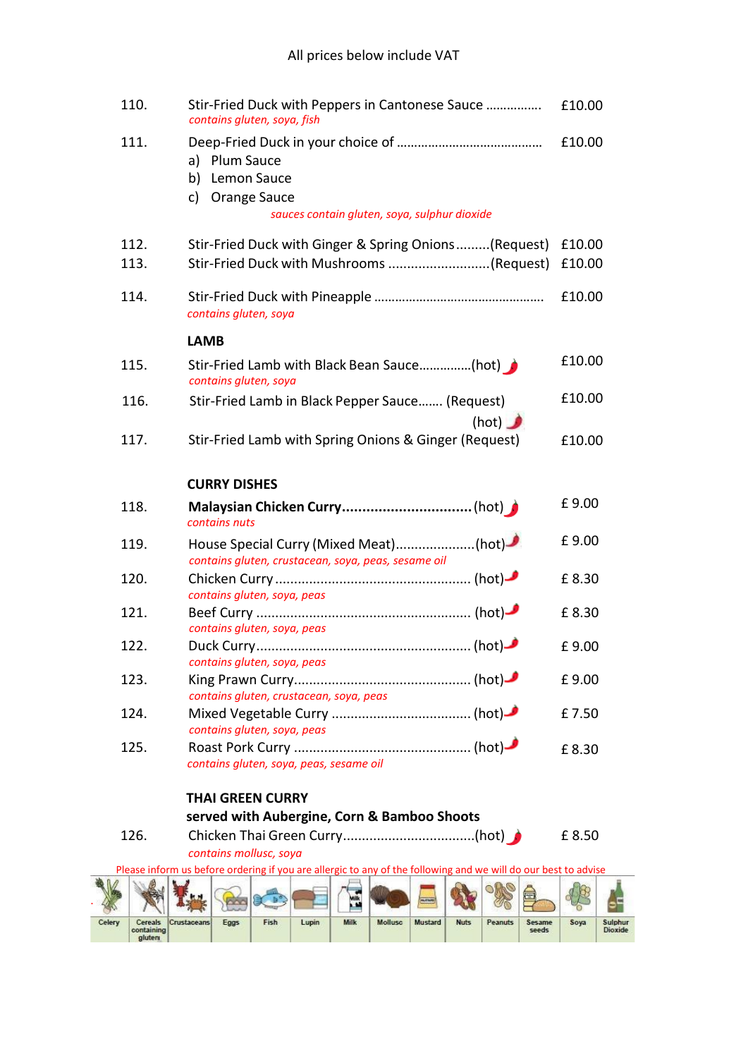All prices below include VAT

110. Stir-Fried Duck with Peppers in Cantonese Sauce ................ £10.00
*contains gluten, soya, fish*

111. Deep-Fried Duck in your choice of .......................................... £10.00

a) Plum Sauce
b) Lemon Sauce
c) Orange Sauce

*sauces contain gluten, soya, sulphur dioxide*

112. Stir-Fried Duck with Ginger & Spring Onions.........(Request) £10.00

113. Stir-Fried Duck with Mushrooms ...........................(Request) £10.00

114. Stir-Fried Duck with Pineapple ................................................ £10.00
*contains gluten, soya*

## LAMB

115. Stir-Fried Lamb with Black Bean Sauce..............(hot) £10.00
*contains gluten, soya*

116. Stir-Fried Lamb in Black Pepper Sauce....... (Request) (hot) £10.00

117. Stir-Fried Lamb with Spring Onions & Ginger (Request) £10.00

## CURRY DISHES

118. **Malaysian Chicken Curry**................................(hot) £ 9.00
*contains nuts*

119. House Special Curry (Mixed Meat).....................(hot) £ 9.00
*contains gluten, crustacean, soya, peas, sesame oil*

120. Chicken Curry .................................................... (hot) £ 8.30
*contains gluten, soya, peas*

121. Beef Curry ......................................................... (hot) £ 8.30
*contains gluten, soya, peas*

122. Duck Curry......................................................... (hot) £ 9.00
*contains gluten, soya, peas*

123. King Prawn Curry............................................... (hot) £ 9.00
*contains gluten, crustacean, soya, peas*

124. Mixed Vegetable Curry ..................................... (hot) £ 7.50
*contains gluten, soya, peas*

125. Roast Pork Curry ............................................... (hot) £ 8.30
*contains gluten, soya, peas, sesame oil*

## THAI GREEN CURRY
**served with Aubergine, Corn & Bamboo Shoots**

126. Chicken Thai Green Curry...................................(hot) £ 8.50
*contains mollusc, soya*

Please inform us before ordering if you are allergic to any of the following and we will do our best to advise

| Celery | Cereals containing gluten | Crustaceans | Eggs | Fish | Lupin | Milk | Mollusc | Mustard | Nuts | Peanuts | Sesame seeds | Soya | Sulphur Dioxide |
|---|---|---|---|---|---|---|---|---|---|---|---|---|---|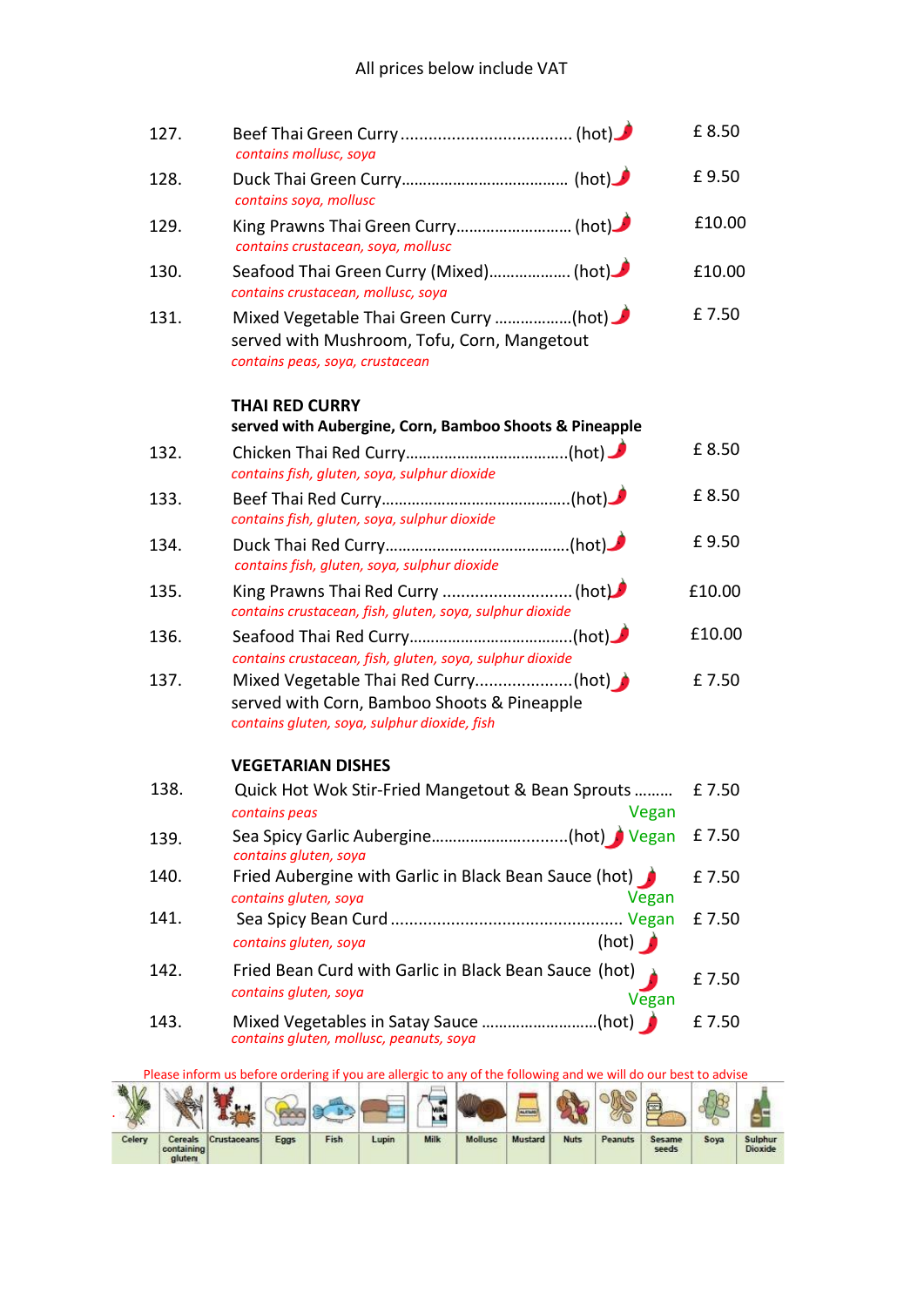All prices below include VAT

127. Beef Thai Green Curry ..................................... (hot) £ 8.50
*contains mollusc, soya*

128. Duck Thai Green Curry...................................... (hot) £ 9.50
*contains soya, mollusc*

129. King Prawns Thai Green Curry.......................... (hot) £10.00
*contains crustacean, soya, mollusc*

130. Seafood Thai Green Curry (Mixed).................. (hot) £10.00
*contains crustacean, mollusc, soya*

131. Mixed Vegetable Thai Green Curry .................(hot) £ 7.50
served with Mushroom, Tofu, Corn, Mangetout
*contains peas, soya, crustacean*

## THAI RED CURRY

**served with Aubergine, Corn, Bamboo Shoots & Pineapple**

132. Chicken Thai Red Curry.....................................(hot) £ 8.50
*contains fish, gluten, soya, sulphur dioxide*

133. Beef Thai Red Curry...........................................(hot) £ 8.50
*contains fish, gluten, soya, sulphur dioxide*

134. Duck Thai Red Curry..........................................(hot) £ 9.50
*contains fish, gluten, soya, sulphur dioxide*

135. King Prawns Thai Red Curry ............................ (hot) £10.00
*contains crustacean, fish, gluten, soya, sulphur dioxide*

136. Seafood Thai Red Curry.....................................(hot) £10.00
*contains crustacean, fish, gluten, soya, sulphur dioxide*

137. Mixed Vegetable Thai Red Curry....................(hot) £ 7.50
served with Corn, Bamboo Shoots & Pineapple
*contains gluten, soya, sulphur dioxide, fish*

## VEGETARIAN DISHES

138. Quick Hot Wok Stir-Fried Mangetout & Bean Sprouts ......... Vegan £ 7.50
*contains peas*

139. Sea Spicy Garlic Aubergine...............................(hot) Vegan £ 7.50
*contains gluten, soya*

140. Fried Aubergine with Garlic in Black Bean Sauce (hot) Vegan £ 7.50
*contains gluten, soya*

141. Sea Spicy Bean Curd ................................................ Vegan (hot) £ 7.50
*contains gluten, soya*

142. Fried Bean Curd with Garlic in Black Bean Sauce (hot) Vegan £ 7.50
*contains gluten, soya*

143. Mixed Vegetables in Satay Sauce .........................(hot) £ 7.50
*contains gluten, mollusc, peanuts, soya*

Please inform us before ordering if you are allergic to any of the following and we will do our best to advise

| Celery | Cereals containing gluten | Crustaceans | Eggs | Fish | Lupin | Milk | Mollusc | Mustard | Nuts | Peanuts | Sesame seeds | Soya | Sulphur Dioxide |
|---|---|---|---|---|---|---|---|---|---|---|---|---|---|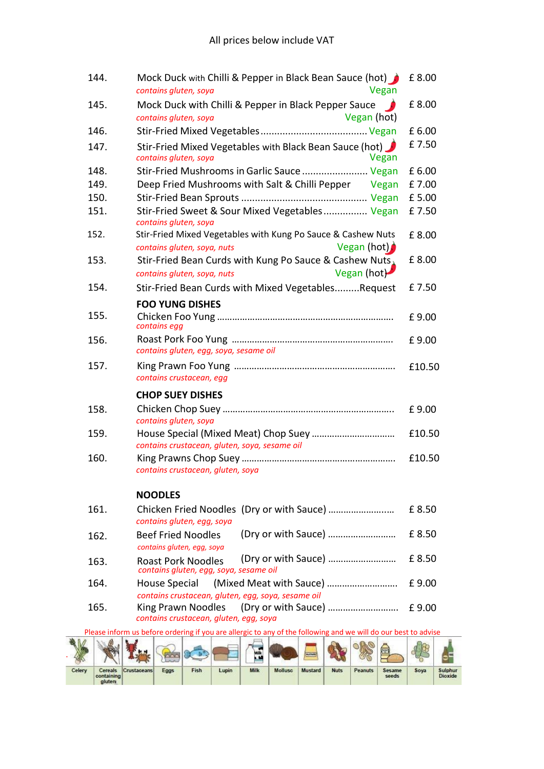All prices below include VAT

144. Mock Duck with Chilli & Pepper in Black Bean Sauce (hot) — £ 8.00
*contains gluten, soya* — Vegan

145. Mock Duck with Chilli & Pepper in Black Pepper Sauce — £ 8.00
*contains gluten, soya* — Vegan (hot)

146. Stir-Fried Mixed Vegetables ........................................ Vegan — £ 6.00

147. Stir-Fried Mixed Vegetables with Black Bean Sauce (hot) — £ 7.50
*contains gluten, soya* — Vegan

148. Stir-Fried Mushrooms in Garlic Sauce ........................ Vegan — £ 6.00

149. Deep Fried Mushrooms with Salt & Chilli Pepper — Vegan — £ 7.00

150. Stir-Fried Bean Sprouts .............................................. Vegan — £ 5.00

151. Stir-Fried Sweet & Sour Mixed Vegetables ................ Vegan — £ 7.50
*contains gluten, soya*

152. Stir-Fried Mixed Vegetables with Kung Po Sauce & Cashew Nuts — £ 8.00
*contains gluten, soya, nuts* — Vegan (hot)

153. Stir-Fried Bean Curds with Kung Po Sauce & Cashew Nuts — £ 8.00
*contains gluten, soya, nuts* — Vegan (hot)

154. Stir-Fried Bean Curds with Mixed Vegetables.........Request — £ 7.50

**FOO YUNG DISHES**

155. Chicken Foo Yung ..................................................................... £ 9.00
*contains egg*

156. Roast Pork Foo Yung .............................................................. £ 9.00
*contains gluten, egg, soya, sesame oil*

157. King Prawn Foo Yung .............................................................. £10.50
*contains crustacean, egg*

**CHOP SUEY DISHES**

158. Chicken Chop Suey ................................................................... £ 9.00
*contains gluten, soya*

159. House Special (Mixed Meat) Chop Suey ................................ £10.50
*contains crustacean, gluten, soya, sesame oil*

160. King Prawns Chop Suey ............................................................ £10.50
*contains crustacean, gluten, soya*

**NOODLES**

161. Chicken Fried Noodles (Dry or with Sauce) ......................... £ 8.50
*contains gluten, egg, soya*

162. Beef Fried Noodles (Dry or with Sauce) ............................. £ 8.50
*contains gluten, egg, soya*

163. Roast Pork Noodles (Dry or with Sauce) ............................. £ 8.50
*contains gluten, egg, soya, sesame oil*

164. House Special (Mixed Meat with Sauce) ............................. £ 9.00
*contains crustacean, gluten, egg, soya, sesame oil*

165. King Prawn Noodles (Dry or with Sauce) ............................. £ 9.00
*contains crustacean, gluten, egg, soya*

Please inform us before ordering if you are allergic to any of the following and we will do our best to advise

| Celery | Cereals containing gluten | Crustaceans | Eggs | Fish | Lupin | Milk | Mollusc | Mustard | Nuts | Peanuts | Sesame seeds | Soya | Sulphur Dioxide |
|---|---|---|---|---|---|---|---|---|---|---|---|---|---|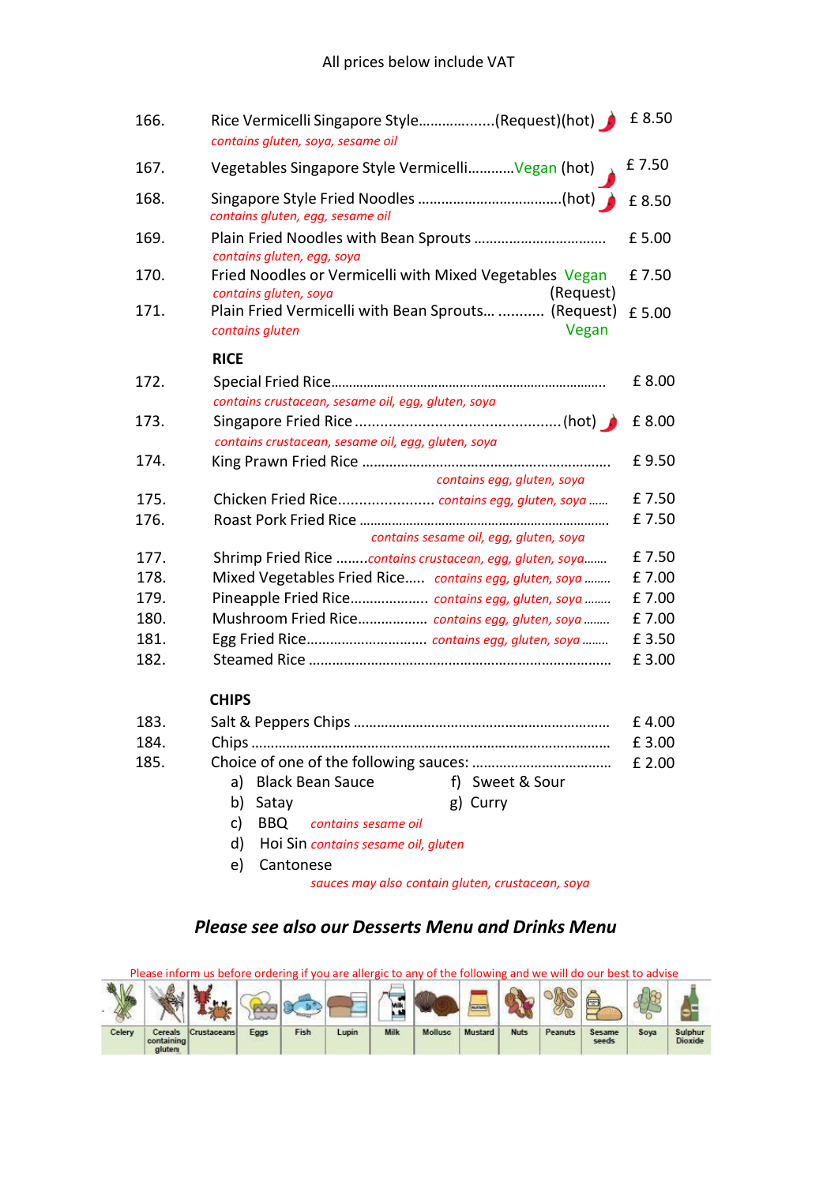All prices below include VAT

166. Rice Vermicelli Singapore Style...................(Request)(hot) £ 8.50
*contains gluten, soya, sesame oil*

167. Vegetables Singapore Style Vermicelli...........Vegan (hot) £ 7.50

168. Singapore Style Fried Noodles .....................................(hot) £ 8.50
*contains gluten, egg, sesame oil*

169. Plain Fried Noodles with Bean Sprouts ................................. £ 5.00
*contains gluten, egg, soya*

170. Fried Noodles or Vermicelli with Mixed Vegetables Vegan (Request) £ 7.50
*contains gluten, soya*

171. Plain Fried Vermicelli with Bean Sprouts... ........... (Request) Vegan £ 5.00
*contains gluten*

## RICE

172. Special Fried Rice........................................................................ £ 8.00
*contains crustacean, sesame oil, egg, gluten, soya*

173. Singapore Fried Rice .................................................(hot) £ 8.00
*contains crustacean, sesame oil, egg, gluten, soya*

174. King Prawn Fried Rice ............................................................... £ 9.50
*contains egg, gluten, soya*

175. Chicken Fried Rice...................... *contains egg, gluten, soya* ...... £ 7.50

176. Roast Pork Fried Rice ................................................................... £ 7.50
*contains sesame oil, egg, gluten, soya*

177. Shrimp Fried Rice ........*contains crustacean, egg, gluten, soya*....... £ 7.50

178. Mixed Vegetables Fried Rice..... *contains egg, gluten, soya* ........ £ 7.00

179. Pineapple Fried Rice................... *contains egg, gluten, soya* ........ £ 7.00

180. Mushroom Fried Rice................. *contains egg, gluten, soya* ........ £ 7.00

181. Egg Fried Rice.............................. *contains egg, gluten, soya* ........ £ 3.50

182. Steamed Rice ............................................................................... £ 3.00

## CHIPS

183. Salt & Peppers Chips ................................................................ £ 4.00

184. Chips ........................................................................................ £ 3.00

185. Choice of one of the following sauces: ................................... £ 2.00

- a) Black Bean Sauce
- b) Satay
- c) BBQ *contains sesame oil*
- d) Hoi Sin *contains sesame oil, gluten*
- e) Cantonese
- f) Sweet & Sour
- g) Curry

*sauces may also contain gluten, crustacean, soya*

***Please see also our Desserts Menu and Drinks Menu***

Please inform us before ordering if you are allergic to any of the following and we will do our best to advise

| | | | | | | | | | | | | | |
|---|---|---|---|---|---|---|---|---|---|---|---|---|---|
| Celery | Cereals containing gluten | Crustaceans | Eggs | Fish | Lupin | Milk | Mollusc | Mustard | Nuts | Peanuts | Sesame seeds | Soya | Sulphur Dioxide |